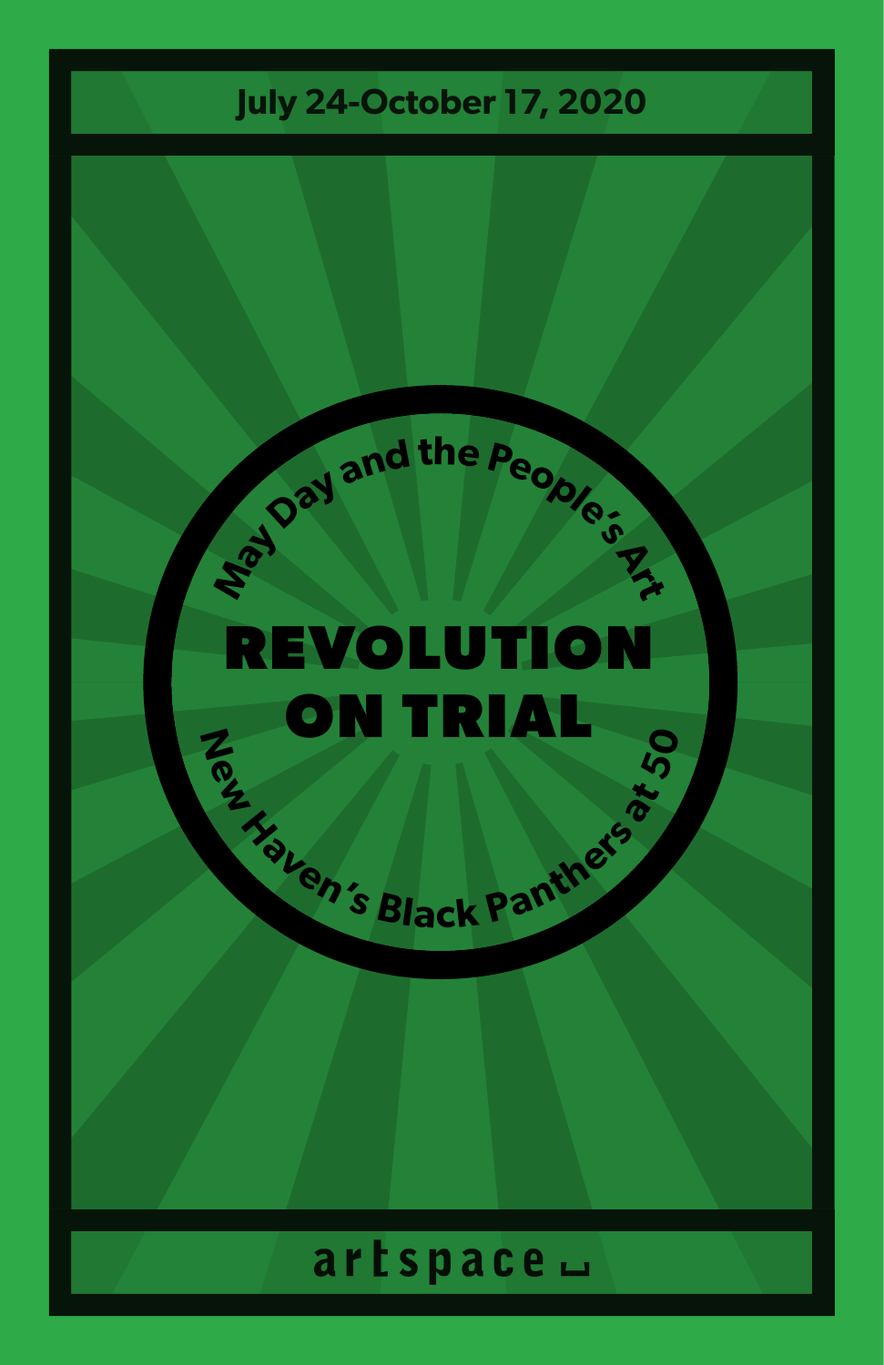July 24-October 17, 2020

May Day and the People's Art

# REVOLUTION ON TRIAL

New Haven's Black Panthers at 50

artspace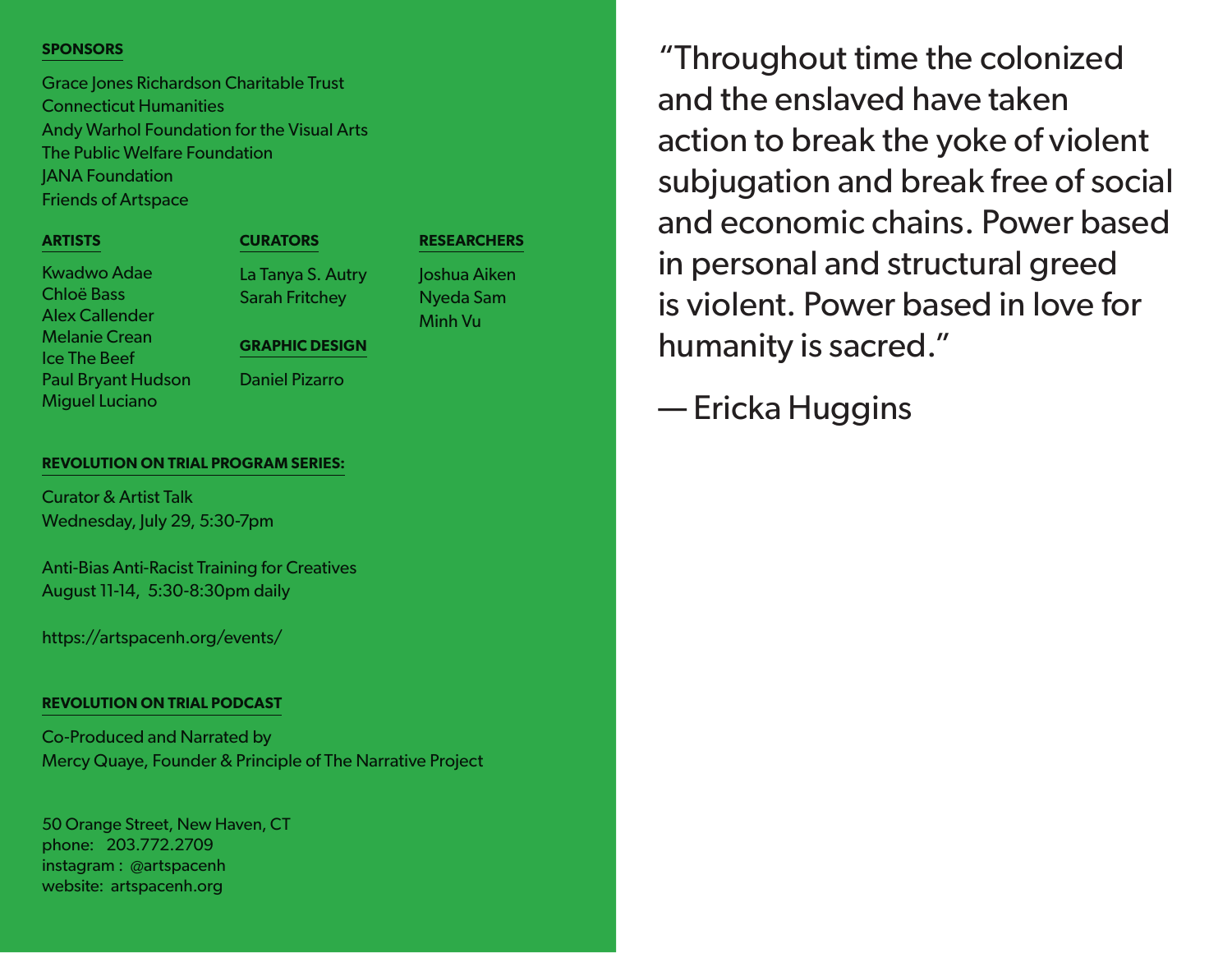### SPONSORS

Grace Jones Richardson Charitable Trust
Connecticut Humanities
Andy Warhol Foundation for the Visual Arts
The Public Welfare Foundation
JANA Foundation
Friends of Artspace

### ARTISTS

Kwadwo Adae
Chloë Bass
Alex Callender
Melanie Crean
Ice The Beef
Paul Bryant Hudson
Miguel Luciano

### CURATORS

La Tanya S. Autry
Sarah Fritchey

### GRAPHIC DESIGN

Daniel Pizarro

### RESEARCHERS

Joshua Aiken
Nyeda Sam
Minh Vu

### REVOLUTION ON TRIAL PROGRAM SERIES:

Curator & Artist Talk
Wednesday, July 29, 5:30-7pm

Anti-Bias Anti-Racist Training for Creatives
August 11-14, 5:30-8:30pm daily

https://artspacenh.org/events/

### REVOLUTION ON TRIAL PODCAST

Co-Produced and Narrated by
Mercy Quaye, Founder & Principle of The Narrative Project

50 Orange Street, New Haven, CT
phone: 203.772.2709
instagram : @artspacenh
website: artspacenh.org

"Throughout time the colonized and the enslaved have taken action to break the yoke of violent subjugation and break free of social and economic chains. Power based in personal and structural greed is violent. Power based in love for humanity is sacred."

— Ericka Huggins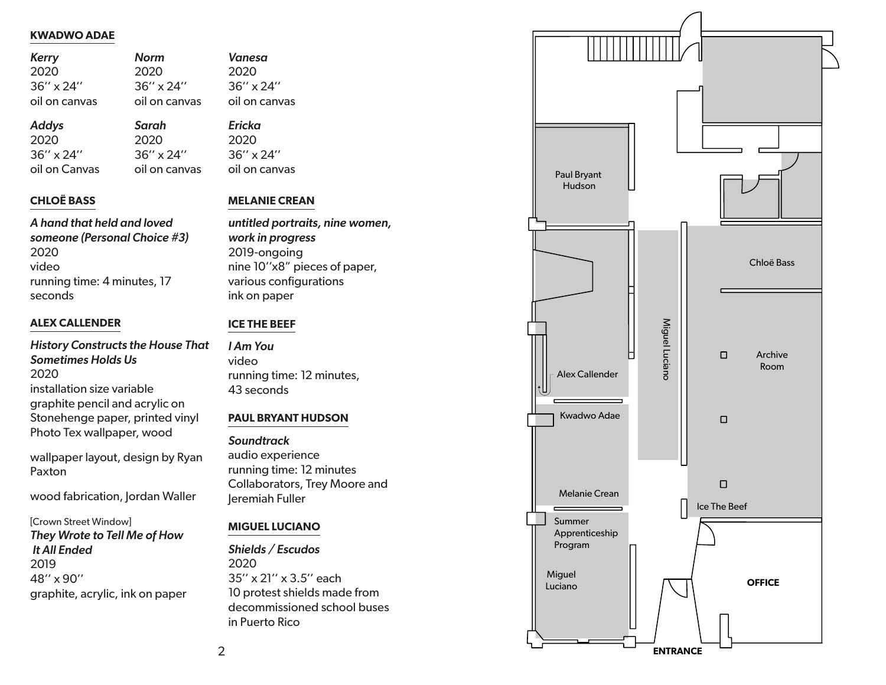## KWADWO ADAE

*Kerry*
2020
36'' x 24''
oil on canvas

*Norm*
2020
36'' x 24''
oil on canvas

*Vanesa*
2020
36'' x 24''
oil on canvas

*Addys*
2020
36'' x 24''
oil on Canvas

*Sarah*
2020
36'' x 24''
oil on canvas

*Ericka*
2020
36'' x 24''
oil on canvas

## CHLOË BASS

***A hand that held and loved someone (Personal Choice #3)***
2020
video
running time: 4 minutes, 17 seconds

## ALEX CALLENDER

***History Constructs the House That Sometimes Holds Us***
2020
installation size variable
graphite pencil and acrylic on Stonehenge paper, printed vinyl Photo Tex wallpaper, wood

wallpaper layout, design by Ryan Paxton

wood fabrication, Jordan Waller

[Crown Street Window]
***They Wrote to Tell Me of How It All Ended***
2019
48'' x 90''
graphite, acrylic, ink on paper

## MELANIE CREAN

***untitled portraits, nine women, work in progress***
2019-ongoing
nine 10''x8" pieces of paper, various configurations
ink on paper

## ICE THE BEEF

***I Am You***
video
running time: 12 minutes, 43 seconds

## PAUL BRYANT HUDSON

***Soundtrack***
audio experience
running time: 12 minutes
Collaborators, Trey Moore and Jeremiah Fuller

## MIGUEL LUCIANO

***Shields / Escudos***
2020
35'' x 21'' x 3.5'' each
10 protest shields made from decommissioned school buses in Puerto Rico

Paul Bryant Hudson
Chloë Bass
Miguel Luciano
Archive Room
Alex Callender
Kwadwo Adae
Melanie Crean
Ice The Beef
Summer Apprenticeship Program
Miguel Luciano
**OFFICE**
**ENTRANCE**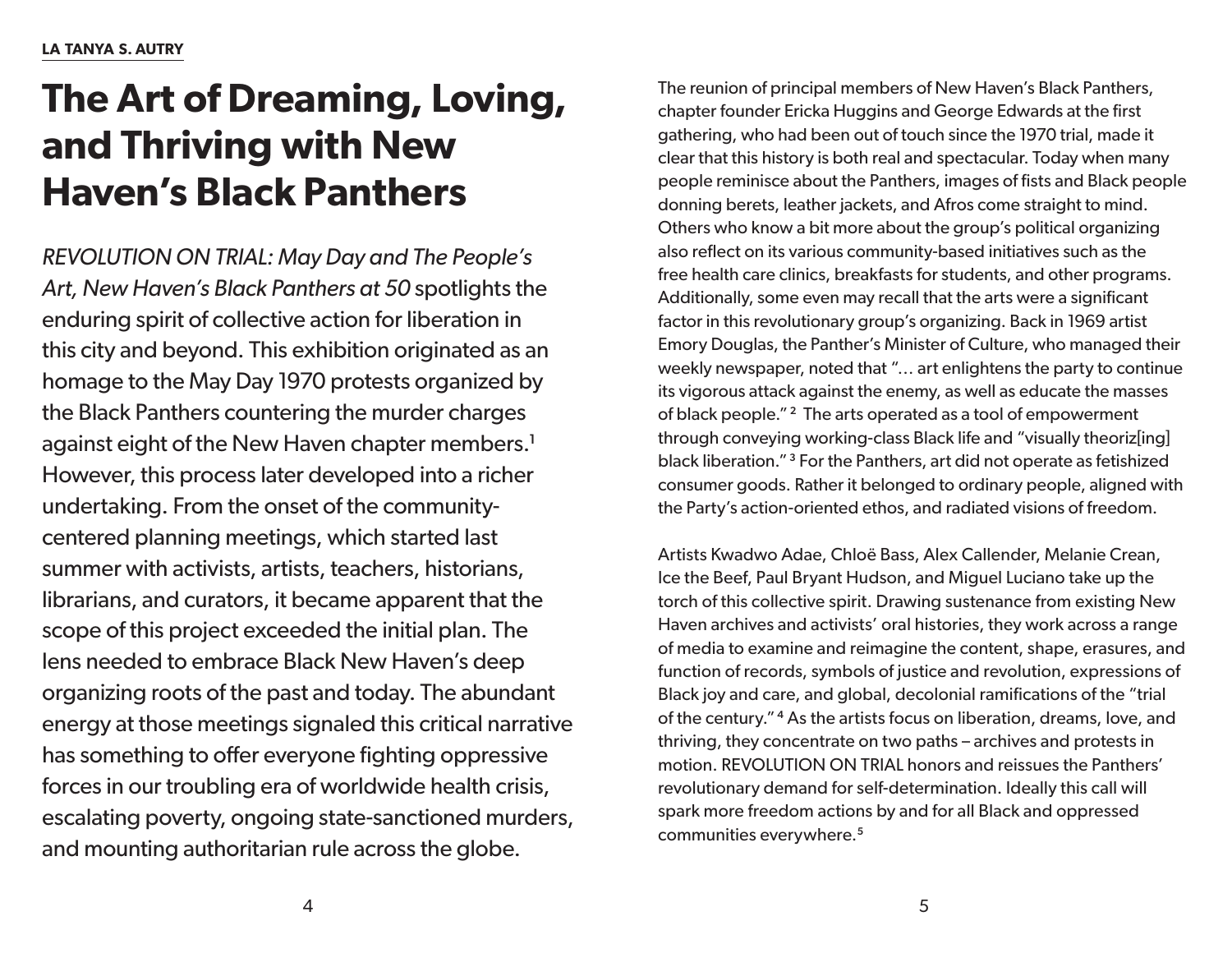**LA TANYA S. AUTRY**

# The Art of Dreaming, Loving, and Thriving with New Haven's Black Panthers

*REVOLUTION ON TRIAL: May Day and The People's Art, New Haven's Black Panthers at 50* spotlights the enduring spirit of collective action for liberation in this city and beyond. This exhibition originated as an homage to the May Day 1970 protests organized by the Black Panthers countering the murder charges against eight of the New Haven chapter members.[1] However, this process later developed into a richer undertaking. From the onset of the community-centered planning meetings, which started last summer with activists, artists, teachers, historians, librarians, and curators, it became apparent that the scope of this project exceeded the initial plan. The lens needed to embrace Black New Haven's deep organizing roots of the past and today. The abundant energy at those meetings signaled this critical narrative has something to offer everyone fighting oppressive forces in our troubling era of worldwide health crisis, escalating poverty, ongoing state-sanctioned murders, and mounting authoritarian rule across the globe.

The reunion of principal members of New Haven's Black Panthers, chapter founder Ericka Huggins and George Edwards at the first gathering, who had been out of touch since the 1970 trial, made it clear that this history is both real and spectacular. Today when many people reminisce about the Panthers, images of fists and Black people donning berets, leather jackets, and Afros come straight to mind. Others who know a bit more about the group's political organizing also reflect on its various community-based initiatives such as the free health care clinics, breakfasts for students, and other programs. Additionally, some even may recall that the arts were a significant factor in this revolutionary group's organizing. Back in 1969 artist Emory Douglas, the Panther's Minister of Culture, who managed their weekly newspaper, noted that "… art enlightens the party to continue its vigorous attack against the enemy, as well as educate the masses of black people."[2] The arts operated as a tool of empowerment through conveying working-class Black life and "visually theoriz[ing] black liberation."[3] For the Panthers, art did not operate as fetishized consumer goods. Rather it belonged to ordinary people, aligned with the Party's action-oriented ethos, and radiated visions of freedom.

Artists Kwadwo Adae, Chloë Bass, Alex Callender, Melanie Crean, Ice the Beef, Paul Bryant Hudson, and Miguel Luciano take up the torch of this collective spirit. Drawing sustenance from existing New Haven archives and activists' oral histories, they work across a range of media to examine and reimagine the content, shape, erasures, and function of records, symbols of justice and revolution, expressions of Black joy and care, and global, decolonial ramifications of the "trial of the century."[4] As the artists focus on liberation, dreams, love, and thriving, they concentrate on two paths – archives and protests in motion. REVOLUTION ON TRIAL honors and reissues the Panthers' revolutionary demand for self-determination. Ideally this call will spark more freedom actions by and for all Black and oppressed communities everywhere.[5]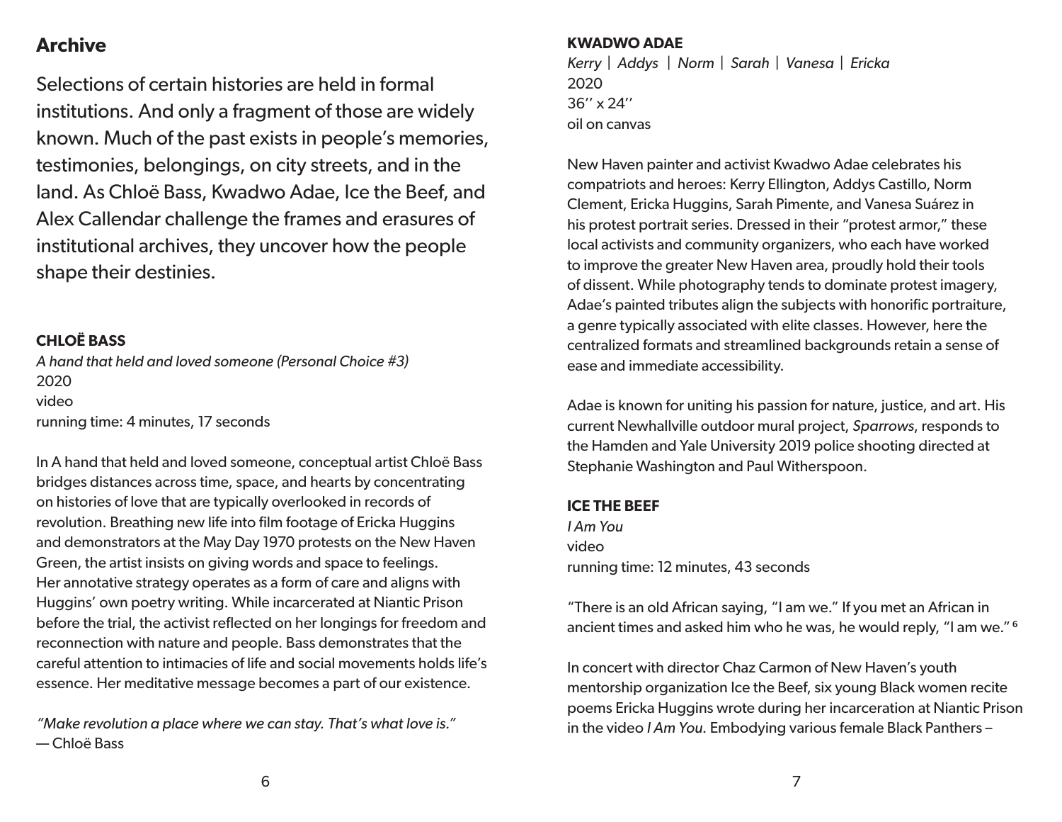## Archive

Selections of certain histories are held in formal institutions. And only a fragment of those are widely known. Much of the past exists in people's memories, testimonies, belongings, on city streets, and in the land. As Chloë Bass, Kwadwo Adae, Ice the Beef, and Alex Callendar challenge the frames and erasures of institutional archives, they uncover how the people shape their destinies.

**CHLOË BASS**
*A hand that held and loved someone (Personal Choice #3)*
2020
video
running time: 4 minutes, 17 seconds

In A hand that held and loved someone, conceptual artist Chloë Bass bridges distances across time, space, and hearts by concentrating on histories of love that are typically overlooked in records of revolution. Breathing new life into film footage of Ericka Huggins and demonstrators at the May Day 1970 protests on the New Haven Green, the artist insists on giving words and space to feelings. Her annotative strategy operates as a form of care and aligns with Huggins' own poetry writing. While incarcerated at Niantic Prison before the trial, the activist reflected on her longings for freedom and reconnection with nature and people. Bass demonstrates that the careful attention to intimacies of life and social movements holds life's essence. Her meditative message becomes a part of our existence.

*"Make revolution a place where we can stay. That's what love is."*
— Chloë Bass

**KWADWO ADAE**
*Kerry | Addys | Norm | Sarah | Vanesa | Ericka*
2020
36'' x 24''
oil on canvas

New Haven painter and activist Kwadwo Adae celebrates his compatriots and heroes: Kerry Ellington, Addys Castillo, Norm Clement, Ericka Huggins, Sarah Pimente, and Vanesa Suárez in his protest portrait series. Dressed in their "protest armor," these local activists and community organizers, who each have worked to improve the greater New Haven area, proudly hold their tools of dissent. While photography tends to dominate protest imagery, Adae's painted tributes align the subjects with honorific portraiture, a genre typically associated with elite classes. However, here the centralized formats and streamlined backgrounds retain a sense of ease and immediate accessibility.

Adae is known for uniting his passion for nature, justice, and art. His current Newhallville outdoor mural project, *Sparrows*, responds to the Hamden and Yale University 2019 police shooting directed at Stephanie Washington and Paul Witherspoon.

**ICE THE BEEF**
*I Am You*
video
running time: 12 minutes, 43 seconds

"There is an old African saying, "I am we." If you met an African in ancient times and asked him who he was, he would reply, "I am we." [6]

In concert with director Chaz Carmon of New Haven's youth mentorship organization Ice the Beef, six young Black women recite poems Ericka Huggins wrote during her incarceration at Niantic Prison in the video *I Am You.* Embodying various female Black Panthers –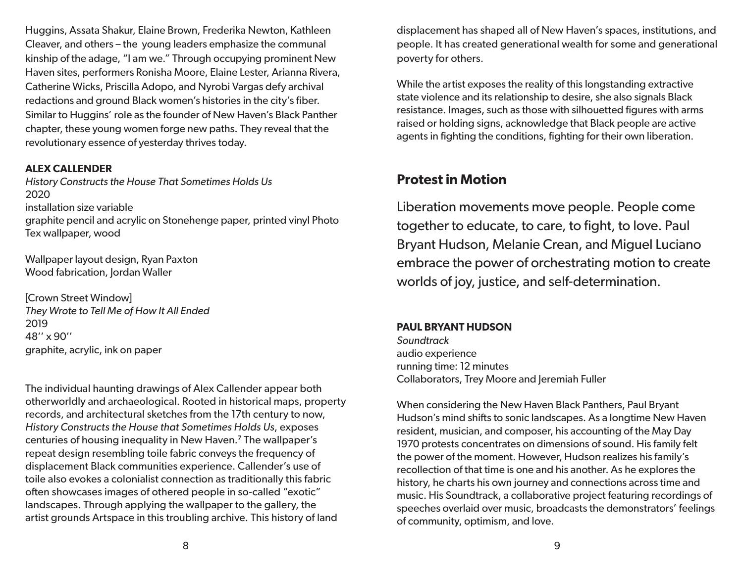Huggins, Assata Shakur, Elaine Brown, Frederika Newton, Kathleen Cleaver, and others – the young leaders emphasize the communal kinship of the adage, "I am we." Through occupying prominent New Haven sites, performers Ronisha Moore, Elaine Lester, Arianna Rivera, Catherine Wicks, Priscilla Adopo, and Nyrobi Vargas defy archival redactions and ground Black women's histories in the city's fiber. Similar to Huggins' role as the founder of New Haven's Black Panther chapter, these young women forge new paths. They reveal that the revolutionary essence of yesterday thrives today.

**ALEX CALLENDER**
*History Constructs the House That Sometimes Holds Us*
2020
installation size variable
graphite pencil and acrylic on Stonehenge paper, printed vinyl Photo Tex wallpaper, wood

Wallpaper layout design, Ryan Paxton
Wood fabrication, Jordan Waller

[Crown Street Window]
*They Wrote to Tell Me of How It All Ended*
2019
48'' x 90''
graphite, acrylic, ink on paper

The individual haunting drawings of Alex Callender appear both otherworldly and archaeological. Rooted in historical maps, property records, and architectural sketches from the 17th century to now, *History Constructs the House that Sometimes Holds Us*, exposes centuries of housing inequality in New Haven.[7] The wallpaper's repeat design resembling toile fabric conveys the frequency of displacement Black communities experience. Callender's use of toile also evokes a colonialist connection as traditionally this fabric often showcases images of othered people in so-called "exotic" landscapes. Through applying the wallpaper to the gallery, the artist grounds Artspace in this troubling archive. This history of land displacement has shaped all of New Haven's spaces, institutions, and people. It has created generational wealth for some and generational poverty for others.

While the artist exposes the reality of this longstanding extractive state violence and its relationship to desire, she also signals Black resistance. Images, such as those with silhouetted figures with arms raised or holding signs, acknowledge that Black people are active agents in fighting the conditions, fighting for their own liberation.

## Protest in Motion

Liberation movements move people. People come together to educate, to care, to fight, to love. Paul Bryant Hudson, Melanie Crean, and Miguel Luciano embrace the power of orchestrating motion to create worlds of joy, justice, and self-determination.

**PAUL BRYANT HUDSON**
*Soundtrack*
audio experience
running time: 12 minutes
Collaborators, Trey Moore and Jeremiah Fuller

When considering the New Haven Black Panthers, Paul Bryant Hudson's mind shifts to sonic landscapes. As a longtime New Haven resident, musician, and composer, his accounting of the May Day 1970 protests concentrates on dimensions of sound. His family felt the power of the moment. However, Hudson realizes his family's recollection of that time is one and his another. As he explores the history, he charts his own journey and connections across time and music. His Soundtrack, a collaborative project featuring recordings of speeches overlaid over music, broadcasts the demonstrators' feelings of community, optimism, and love.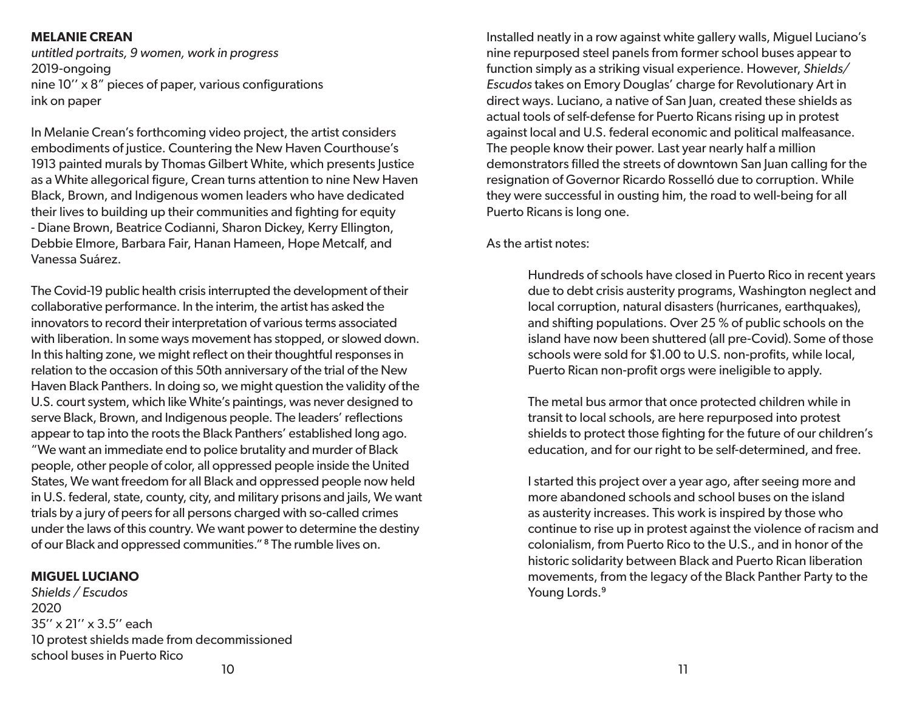**MELANIE CREAN**
*untitled portraits, 9 women, work in progress*
2019-ongoing
nine 10'' x 8" pieces of paper, various configurations
ink on paper

In Melanie Crean's forthcoming video project, the artist considers embodiments of justice. Countering the New Haven Courthouse's 1913 painted murals by Thomas Gilbert White, which presents Justice as a White allegorical figure, Crean turns attention to nine New Haven Black, Brown, and Indigenous women leaders who have dedicated their lives to building up their communities and fighting for equity - Diane Brown, Beatrice Codianni, Sharon Dickey, Kerry Ellington, Debbie Elmore, Barbara Fair, Hanan Hameen, Hope Metcalf, and Vanessa Suárez.

The Covid-19 public health crisis interrupted the development of their collaborative performance. In the interim, the artist has asked the innovators to record their interpretation of various terms associated with liberation. In some ways movement has stopped, or slowed down. In this halting zone, we might reflect on their thoughtful responses in relation to the occasion of this 50th anniversary of the trial of the New Haven Black Panthers. In doing so, we might question the validity of the U.S. court system, which like White's paintings, was never designed to serve Black, Brown, and Indigenous people. The leaders' reflections appear to tap into the roots the Black Panthers' established long ago. "We want an immediate end to police brutality and murder of Black people, other people of color, all oppressed people inside the United States, We want freedom for all Black and oppressed people now held in U.S. federal, state, county, city, and military prisons and jails, We want trials by a jury of peers for all persons charged with so-called crimes under the laws of this country. We want power to determine the destiny of our Black and oppressed communities." [8] The rumble lives on.

**MIGUEL LUCIANO**
*Shields / Escudos*
2020
35'' x 21'' x 3.5'' each
10 protest shields made from decommissioned school buses in Puerto Rico

Installed neatly in a row against white gallery walls, Miguel Luciano's nine repurposed steel panels from former school buses appear to function simply as a striking visual experience. However, *Shields/ Escudos* takes on Emory Douglas' charge for Revolutionary Art in direct ways. Luciano, a native of San Juan, created these shields as actual tools of self-defense for Puerto Ricans rising up in protest against local and U.S. federal economic and political malfeasance. The people know their power. Last year nearly half a million demonstrators filled the streets of downtown San Juan calling for the resignation of Governor Ricardo Rosselló due to corruption. While they were successful in ousting him, the road to well-being for all Puerto Ricans is long one.

As the artist notes:

> Hundreds of schools have closed in Puerto Rico in recent years due to debt crisis austerity programs, Washington neglect and local corruption, natural disasters (hurricanes, earthquakes), and shifting populations. Over 25 % of public schools on the island have now been shuttered (all pre-Covid). Some of those schools were sold for $1.00 to U.S. non-profits, while local, Puerto Rican non-profit orgs were ineligible to apply.
>
> The metal bus armor that once protected children while in transit to local schools, are here repurposed into protest shields to protect those fighting for the future of our children's education, and for our right to be self-determined, and free.
>
> I started this project over a year ago, after seeing more and more abandoned schools and school buses on the island as austerity increases. This work is inspired by those who continue to rise up in protest against the violence of racism and colonialism, from Puerto Rico to the U.S., and in honor of the historic solidarity between Black and Puerto Rican liberation movements, from the legacy of the Black Panther Party to the Young Lords.[9]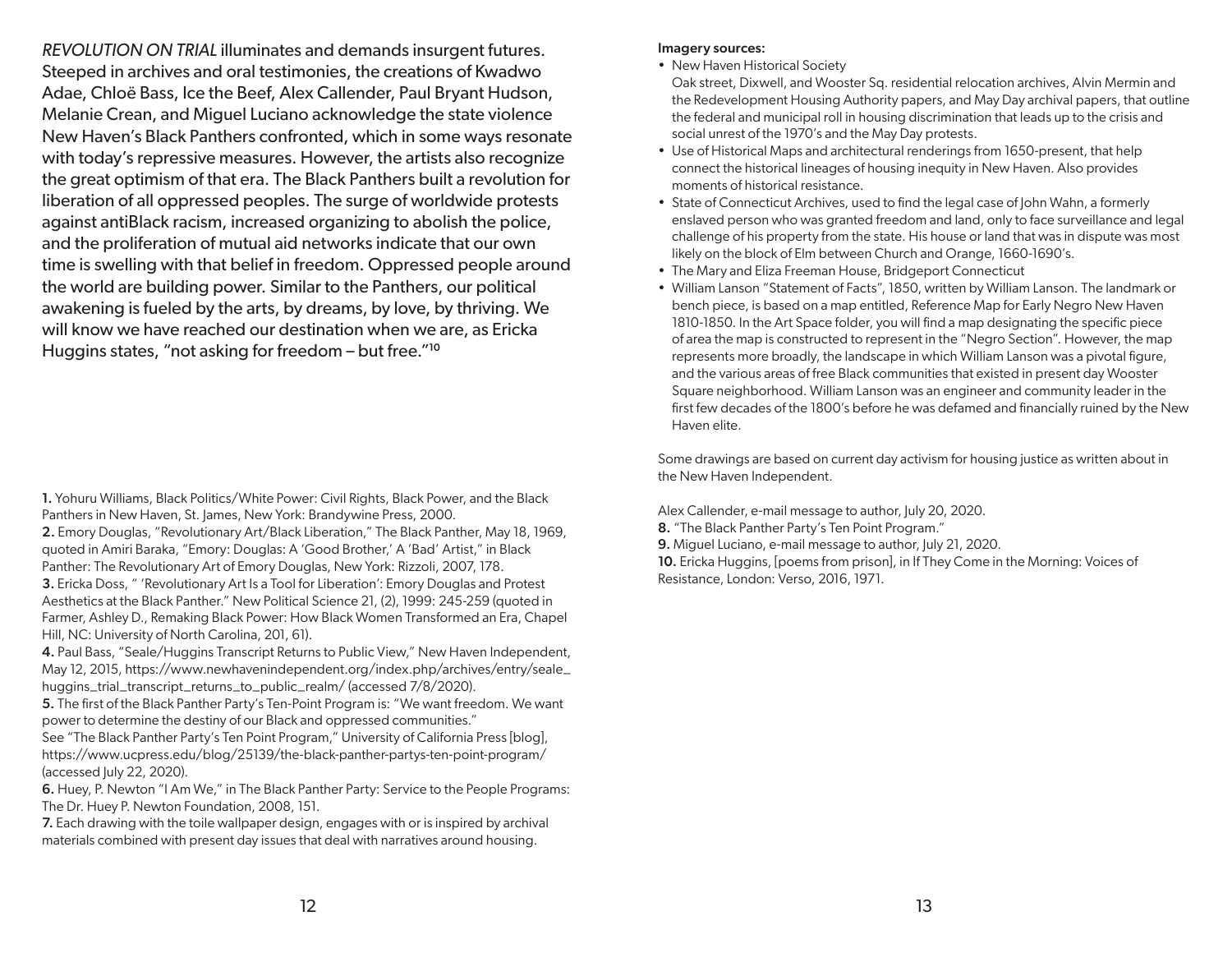*REVOLUTION ON TRIAL* illuminates and demands insurgent futures. Steeped in archives and oral testimonies, the creations of Kwadwo Adae, Chloë Bass, Ice the Beef, Alex Callender, Paul Bryant Hudson, Melanie Crean, and Miguel Luciano acknowledge the state violence New Haven's Black Panthers confronted, which in some ways resonate with today's repressive measures. However, the artists also recognize the great optimism of that era. The Black Panthers built a revolution for liberation of all oppressed peoples. The surge of worldwide protests against antiBlack racism, increased organizing to abolish the police, and the proliferation of mutual aid networks indicate that our own time is swelling with that belief in freedom. Oppressed people around the world are building power. Similar to the Panthers, our political awakening is fueled by the arts, by dreams, by love, by thriving. We will know we have reached our destination when we are, as Ericka Huggins states, "not asking for freedom – but free."[10]

**1.** Yohuru Williams, Black Politics/White Power: Civil Rights, Black Power, and the Black Panthers in New Haven, St. James, New York: Brandywine Press, 2000.

**2.** Emory Douglas, "Revolutionary Art/Black Liberation," The Black Panther, May 18, 1969, quoted in Amiri Baraka, "Emory: Douglas: A 'Good Brother,' A 'Bad' Artist," in Black Panther: The Revolutionary Art of Emory Douglas, New York: Rizzoli, 2007, 178.

**3.** Ericka Doss, " 'Revolutionary Art Is a Tool for Liberation': Emory Douglas and Protest Aesthetics at the Black Panther." New Political Science 21, (2), 1999: 245-259 (quoted in Farmer, Ashley D., Remaking Black Power: How Black Women Transformed an Era, Chapel Hill, NC: University of North Carolina, 201, 61).

**4.** Paul Bass, "Seale/Huggins Transcript Returns to Public View," New Haven Independent, May 12, 2015, https://www.newhavenindependent.org/index.php/archives/entry/seale_huggins_trial_transcript_returns_to_public_realm/ (accessed 7/8/2020).

**5.** The first of the Black Panther Party's Ten-Point Program is: "We want freedom. We want power to determine the destiny of our Black and oppressed communities."
See "The Black Panther Party's Ten Point Program," University of California Press [blog], https://www.ucpress.edu/blog/25139/the-black-panther-partys-ten-point-program/ (accessed July 22, 2020).

**6.** Huey, P. Newton "I Am We," in The Black Panther Party: Service to the People Programs: The Dr. Huey P. Newton Foundation, 2008, 151.

**7.** Each drawing with the toile wallpaper design, engages with or is inspired by archival materials combined with present day issues that deal with narratives around housing.

**Imagery sources:**

- New Haven Historical Society
  Oak street, Dixwell, and Wooster Sq. residential relocation archives, Alvin Mermin and the Redevelopment Housing Authority papers, and May Day archival papers, that outline the federal and municipal roll in housing discrimination that leads up to the crisis and social unrest of the 1970's and the May Day protests.
- Use of Historical Maps and architectural renderings from 1650-present, that help connect the historical lineages of housing inequity in New Haven. Also provides moments of historical resistance.
- State of Connecticut Archives, used to find the legal case of John Wahn, a formerly enslaved person who was granted freedom and land, only to face surveillance and legal challenge of his property from the state. His house or land that was in dispute was most likely on the block of Elm between Church and Orange, 1660-1690's.
- The Mary and Eliza Freeman House, Bridgeport Connecticut
- William Lanson "Statement of Facts", 1850, written by William Lanson. The landmark or bench piece, is based on a map entitled, Reference Map for Early Negro New Haven 1810-1850. In the Art Space folder, you will find a map designating the specific piece of area the map is constructed to represent in the "Negro Section". However, the map represents more broadly, the landscape in which William Lanson was a pivotal figure, and the various areas of free Black communities that existed in present day Wooster Square neighborhood. William Lanson was an engineer and community leader in the first few decades of the 1800's before he was defamed and financially ruined by the New Haven elite.

Some drawings are based on current day activism for housing justice as written about in the New Haven Independent.

Alex Callender, e-mail message to author, July 20, 2020.

**8.** "The Black Panther Party's Ten Point Program."

**9.** Miguel Luciano, e-mail message to author, July 21, 2020.

**10.** Ericka Huggins, [poems from prison], in If They Come in the Morning: Voices of Resistance, London: Verso, 2016, 1971.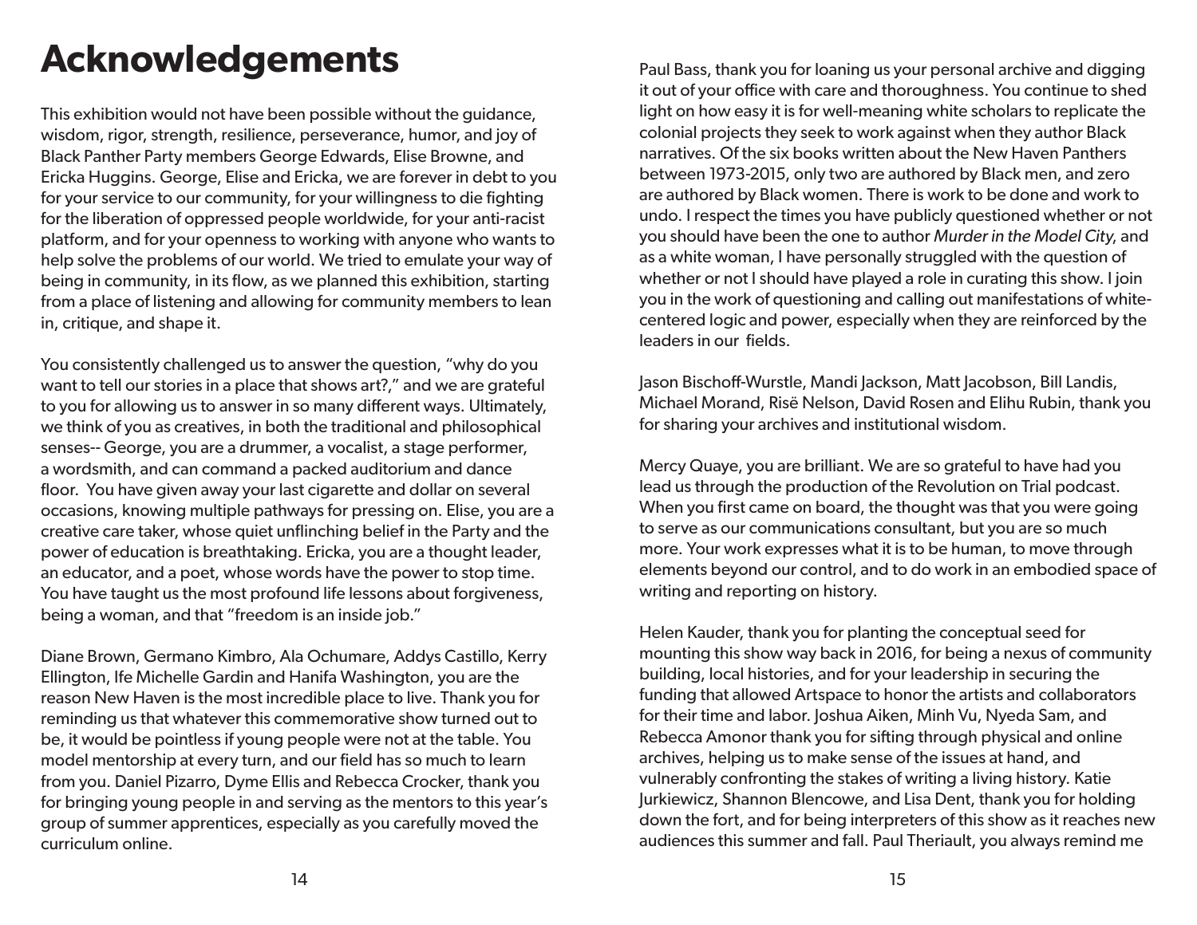# Acknowledgements

This exhibition would not have been possible without the guidance, wisdom, rigor, strength, resilience, perseverance, humor, and joy of Black Panther Party members George Edwards, Elise Browne, and Ericka Huggins. George, Elise and Ericka, we are forever in debt to you for your service to our community, for your willingness to die fighting for the liberation of oppressed people worldwide, for your anti-racist platform, and for your openness to working with anyone who wants to help solve the problems of our world. We tried to emulate your way of being in community, in its flow, as we planned this exhibition, starting from a place of listening and allowing for community members to lean in, critique, and shape it.

You consistently challenged us to answer the question, "why do you want to tell our stories in a place that shows art?," and we are grateful to you for allowing us to answer in so many different ways. Ultimately, we think of you as creatives, in both the traditional and philosophical senses-- George, you are a drummer, a vocalist, a stage performer, a wordsmith, and can command a packed auditorium and dance floor. You have given away your last cigarette and dollar on several occasions, knowing multiple pathways for pressing on. Elise, you are a creative care taker, whose quiet unflinching belief in the Party and the power of education is breathtaking. Ericka, you are a thought leader, an educator, and a poet, whose words have the power to stop time. You have taught us the most profound life lessons about forgiveness, being a woman, and that "freedom is an inside job."

Diane Brown, Germano Kimbro, Ala Ochumare, Addys Castillo, Kerry Ellington, Ife Michelle Gardin and Hanifa Washington, you are the reason New Haven is the most incredible place to live. Thank you for reminding us that whatever this commemorative show turned out to be, it would be pointless if young people were not at the table. You model mentorship at every turn, and our field has so much to learn from you. Daniel Pizarro, Dyme Ellis and Rebecca Crocker, thank you for bringing young people in and serving as the mentors to this year's group of summer apprentices, especially as you carefully moved the curriculum online.

Paul Bass, thank you for loaning us your personal archive and digging it out of your office with care and thoroughness. You continue to shed light on how easy it is for well-meaning white scholars to replicate the colonial projects they seek to work against when they author Black narratives. Of the six books written about the New Haven Panthers between 1973-2015, only two are authored by Black men, and zero are authored by Black women. There is work to be done and work to undo. I respect the times you have publicly questioned whether or not you should have been the one to author *Murder in the Model City*, and as a white woman, I have personally struggled with the question of whether or not I should have played a role in curating this show. I join you in the work of questioning and calling out manifestations of white-centered logic and power, especially when they are reinforced by the leaders in our fields.

Jason Bischoff-Wurstle, Mandi Jackson, Matt Jacobson, Bill Landis, Michael Morand, Risë Nelson, David Rosen and Elihu Rubin, thank you for sharing your archives and institutional wisdom.

Mercy Quaye, you are brilliant. We are so grateful to have had you lead us through the production of the Revolution on Trial podcast. When you first came on board, the thought was that you were going to serve as our communications consultant, but you are so much more. Your work expresses what it is to be human, to move through elements beyond our control, and to do work in an embodied space of writing and reporting on history.

Helen Kauder, thank you for planting the conceptual seed for mounting this show way back in 2016, for being a nexus of community building, local histories, and for your leadership in securing the funding that allowed Artspace to honor the artists and collaborators for their time and labor. Joshua Aiken, Minh Vu, Nyeda Sam, and Rebecca Amonor thank you for sifting through physical and online archives, helping us to make sense of the issues at hand, and vulnerably confronting the stakes of writing a living history. Katie Jurkiewicz, Shannon Blencowe, and Lisa Dent, thank you for holding down the fort, and for being interpreters of this show as it reaches new audiences this summer and fall. Paul Theriault, you always remind me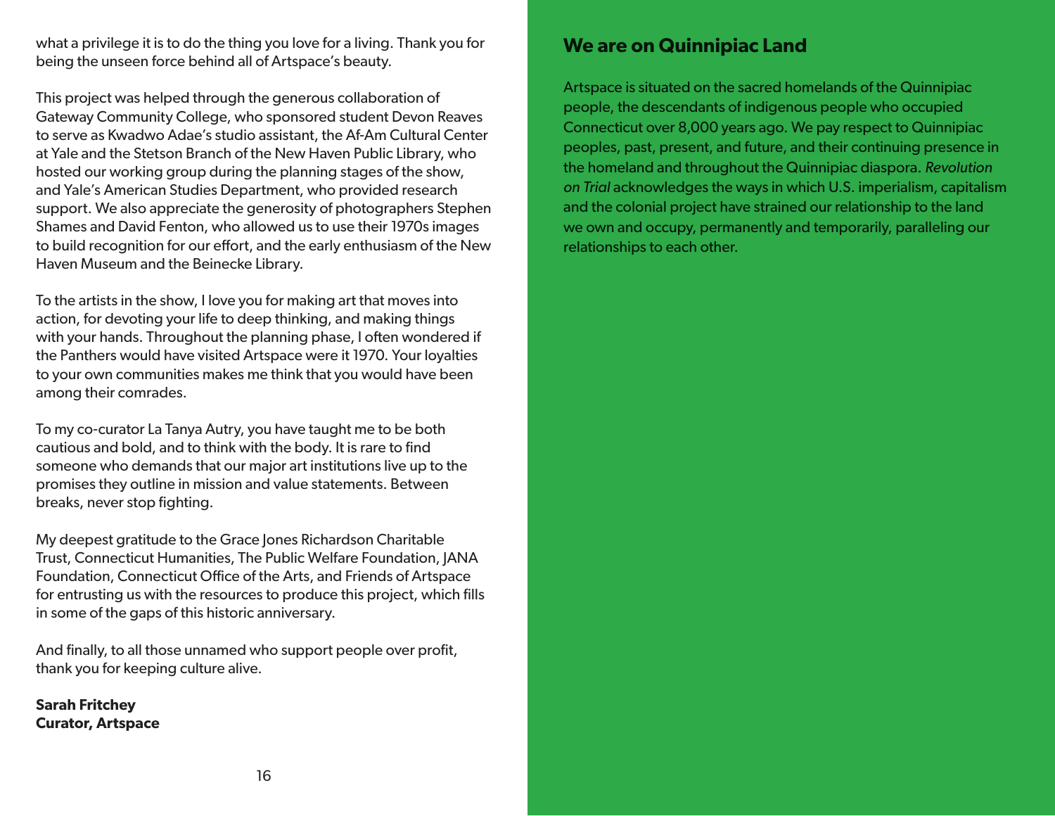what a privilege it is to do the thing you love for a living. Thank you for being the unseen force behind all of Artspace's beauty.

This project was helped through the generous collaboration of Gateway Community College, who sponsored student Devon Reaves to serve as Kwadwo Adae's studio assistant, the Af-Am Cultural Center at Yale and the Stetson Branch of the New Haven Public Library, who hosted our working group during the planning stages of the show, and Yale's American Studies Department, who provided research support. We also appreciate the generosity of photographers Stephen Shames and David Fenton, who allowed us to use their 1970s images to build recognition for our effort, and the early enthusiasm of the New Haven Museum and the Beinecke Library.

To the artists in the show, I love you for making art that moves into action, for devoting your life to deep thinking, and making things with your hands. Throughout the planning phase, I often wondered if the Panthers would have visited Artspace were it 1970. Your loyalties to your own communities makes me think that you would have been among their comrades.

To my co-curator La Tanya Autry, you have taught me to be both cautious and bold, and to think with the body. It is rare to find someone who demands that our major art institutions live up to the promises they outline in mission and value statements. Between breaks, never stop fighting.

My deepest gratitude to the Grace Jones Richardson Charitable Trust, Connecticut Humanities, The Public Welfare Foundation, JANA Foundation, Connecticut Office of the Arts, and Friends of Artspace for entrusting us with the resources to produce this project, which fills in some of the gaps of this historic anniversary.

And finally, to all those unnamed who support people over profit, thank you for keeping culture alive.

**Sarah Fritchey**
**Curator, Artspace**

## We are on Quinnipiac Land

Artspace is situated on the sacred homelands of the Quinnipiac people, the descendants of indigenous people who occupied Connecticut over 8,000 years ago. We pay respect to Quinnipiac peoples, past, present, and future, and their continuing presence in the homeland and throughout the Quinnipiac diaspora. *Revolution on Trial* acknowledges the ways in which U.S. imperialism, capitalism and the colonial project have strained our relationship to the land we own and occupy, permanently and temporarily, paralleling our relationships to each other.